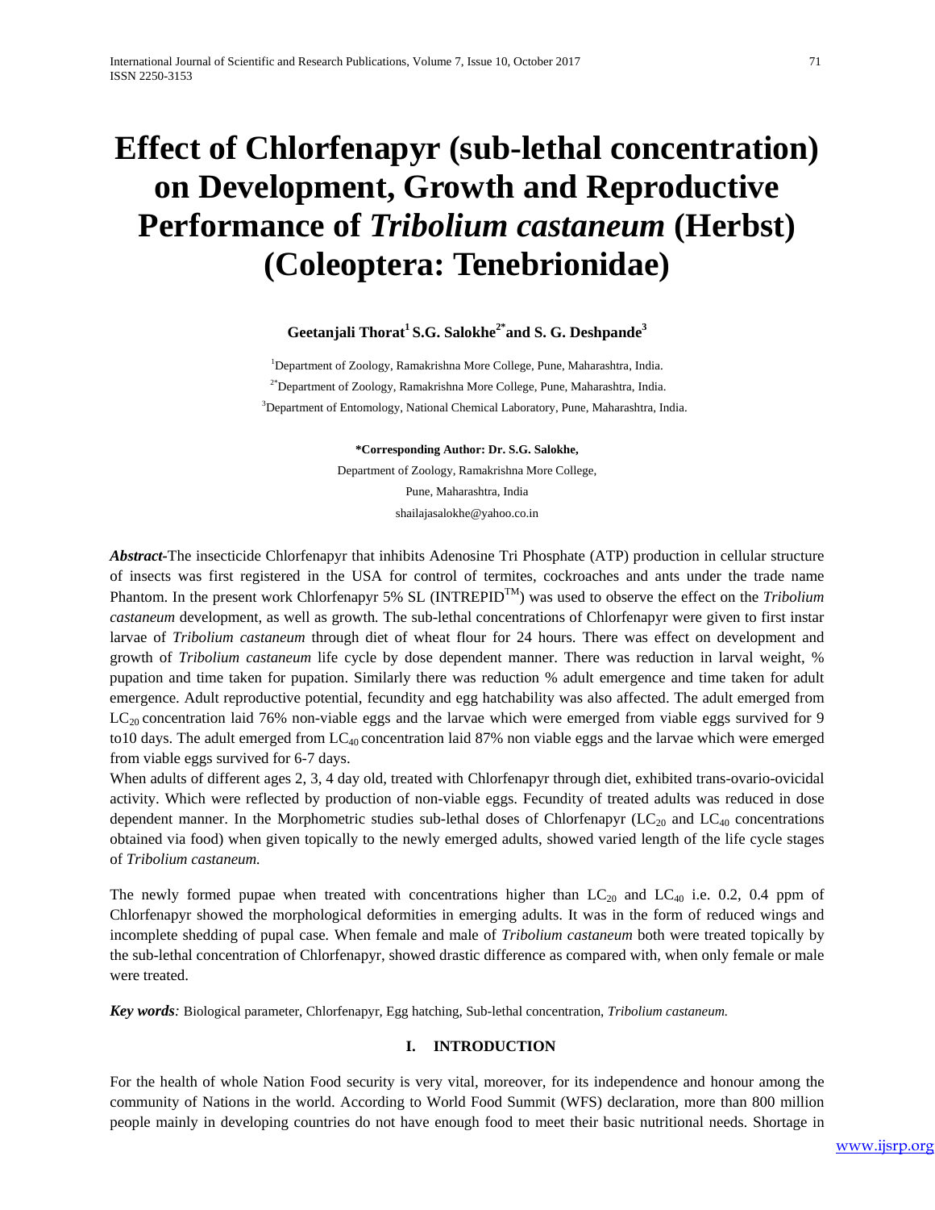# Effect of Chlorfenapyr (sub-lethal concentration) on Development, Growth and Reproductive Performance of *Tribolium castaneum* (Herbst) (Coleoptera: Tenebrionidae)

**Geetanjali Thorat[1] S.G. Salokhe[2*] and S. G. Deshpande[3]**

[1]Department of Zoology, Ramakrishna More College, Pune, Maharashtra, India.

[2*]Department of Zoology, Ramakrishna More College, Pune, Maharashtra, India.

[3]Department of Entomology, National Chemical Laboratory, Pune, Maharashtra, India.

**\*Corresponding Author: Dr. S.G. Salokhe,**
Department of Zoology, Ramakrishna More College,
Pune, Maharashtra, India
shailajasalokhe@yahoo.co.in

***Abstract-*** The insecticide Chlorfenapyr that inhibits Adenosine Tri Phosphate (ATP) production in cellular structure of insects was first registered in the USA for control of termites, cockroaches and ants under the trade name Phantom. In the present work Chlorfenapyr 5% SL (INTREPID$^{TM}$) was used to observe the effect on the *Tribolium castaneum* development, as well as growth. The sub-lethal concentrations of Chlorfenapyr were given to first instar larvae of *Tribolium castaneum* through diet of wheat flour for 24 hours. There was effect on development and growth of *Tribolium castaneum* life cycle by dose dependent manner. There was reduction in larval weight, % pupation and time taken for pupation. Similarly there was reduction % adult emergence and time taken for adult emergence. Adult reproductive potential, fecundity and egg hatchability was also affected. The adult emerged from $LC_{20}$ concentration laid 76% non-viable eggs and the larvae which were emerged from viable eggs survived for 9 to10 days. The adult emerged from $LC_{40}$ concentration laid 87% non viable eggs and the larvae which were emerged from viable eggs survived for 6-7 days.

When adults of different ages 2, 3, 4 day old, treated with Chlorfenapyr through diet, exhibited trans-ovario-ovicidal activity. Which were reflected by production of non-viable eggs. Fecundity of treated adults was reduced in dose dependent manner. In the Morphometric studies sub-lethal doses of Chlorfenapyr ($LC_{20}$ and $LC_{40}$ concentrations obtained via food) when given topically to the newly emerged adults, showed varied length of the life cycle stages of *Tribolium castaneum.*

The newly formed pupae when treated with concentrations higher than $LC_{20}$ and $LC_{40}$ i.e. 0.2, 0.4 ppm of Chlorfenapyr showed the morphological deformities in emerging adults. It was in the form of reduced wings and incomplete shedding of pupal case. When female and male of *Tribolium castaneum* both were treated topically by the sub-lethal concentration of Chlorfenapyr, showed drastic difference as compared with, when only female or male were treated.

***Key words****:* Biological parameter, Chlorfenapyr, Egg hatching, Sub-lethal concentration, *Tribolium castaneum.*

## I. INTRODUCTION

For the health of whole Nation Food security is very vital, moreover, for its independence and honour among the community of Nations in the world. According to World Food Summit (WFS) declaration, more than 800 million people mainly in developing countries do not have enough food to meet their basic nutritional needs. Shortage in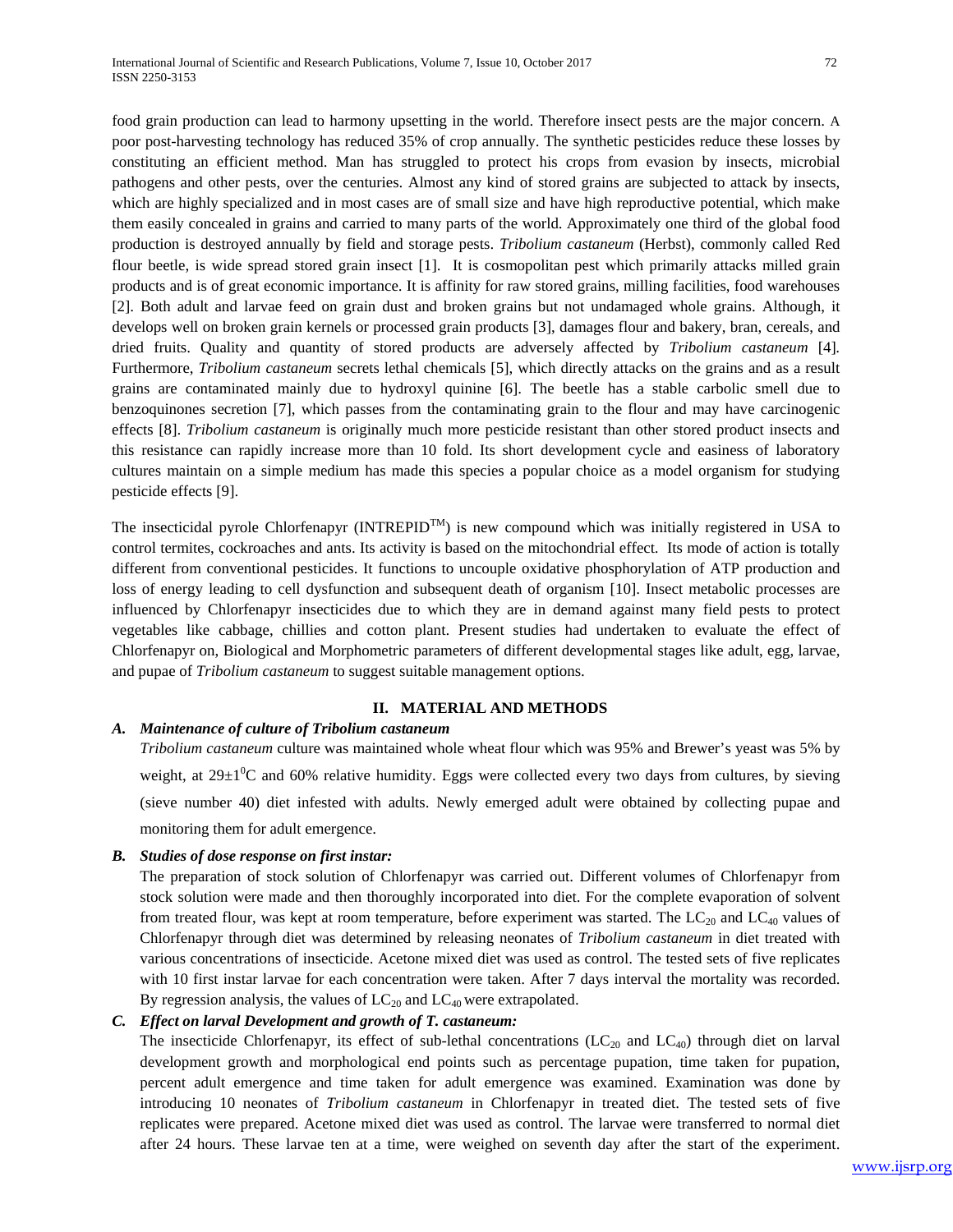food grain production can lead to harmony upsetting in the world. Therefore insect pests are the major concern. A poor post-harvesting technology has reduced 35% of crop annually. The synthetic pesticides reduce these losses by constituting an efficient method. Man has struggled to protect his crops from evasion by insects, microbial pathogens and other pests, over the centuries. Almost any kind of stored grains are subjected to attack by insects, which are highly specialized and in most cases are of small size and have high reproductive potential, which make them easily concealed in grains and carried to many parts of the world. Approximately one third of the global food production is destroyed annually by field and storage pests. *Tribolium castaneum* (Herbst), commonly called Red flour beetle, is wide spread stored grain insect [1]. It is cosmopolitan pest which primarily attacks milled grain products and is of great economic importance. It is affinity for raw stored grains, milling facilities, food warehouses [2]. Both adult and larvae feed on grain dust and broken grains but not undamaged whole grains. Although, it develops well on broken grain kernels or processed grain products [3], damages flour and bakery, bran, cereals, and dried fruits. Quality and quantity of stored products are adversely affected by *Tribolium castaneum* [4]. Furthermore, *Tribolium castaneum* secrets lethal chemicals [5], which directly attacks on the grains and as a result grains are contaminated mainly due to hydroxyl quinine [6]. The beetle has a stable carbolic smell due to benzoquinones secretion [7], which passes from the contaminating grain to the flour and may have carcinogenic effects [8]. *Tribolium castaneum* is originally much more pesticide resistant than other stored product insects and this resistance can rapidly increase more than 10 fold. Its short development cycle and easiness of laboratory cultures maintain on a simple medium has made this species a popular choice as a model organism for studying pesticide effects [9].

The insecticidal pyrole Chlorfenapyr (INTREPID$^{TM}$) is new compound which was initially registered in USA to control termites, cockroaches and ants. Its activity is based on the mitochondrial effect. Its mode of action is totally different from conventional pesticides. It functions to uncouple oxidative phosphorylation of ATP production and loss of energy leading to cell dysfunction and subsequent death of organism [10]. Insect metabolic processes are influenced by Chlorfenapyr insecticides due to which they are in demand against many field pests to protect vegetables like cabbage, chillies and cotton plant. Present studies had undertaken to evaluate the effect of Chlorfenapyr on, Biological and Morphometric parameters of different developmental stages like adult, egg, larvae, and pupae of *Tribolium castaneum* to suggest suitable management options.

## II. MATERIAL AND METHODS

### *A. Maintenance of culture of Tribolium castaneum*

*Tribolium castaneum* culture was maintained whole wheat flour which was 95% and Brewer's yeast was 5% by weight, at $29\pm1^0$C and 60% relative humidity. Eggs were collected every two days from cultures, by sieving (sieve number 40) diet infested with adults. Newly emerged adult were obtained by collecting pupae and monitoring them for adult emergence.

### *B. Studies of dose response on first instar:*

The preparation of stock solution of Chlorfenapyr was carried out. Different volumes of Chlorfenapyr from stock solution were made and then thoroughly incorporated into diet. For the complete evaporation of solvent from treated flour, was kept at room temperature, before experiment was started. The $LC_{20}$ and $LC_{40}$ values of Chlorfenapyr through diet was determined by releasing neonates of *Tribolium castaneum* in diet treated with various concentrations of insecticide. Acetone mixed diet was used as control. The tested sets of five replicates with 10 first instar larvae for each concentration were taken. After 7 days interval the mortality was recorded. By regression analysis, the values of $LC_{20}$ and $LC_{40}$ were extrapolated.

### *C. Effect on larval Development and growth of T. castaneum:*

The insecticide Chlorfenapyr, its effect of sub-lethal concentrations ($LC_{20}$ and $LC_{40}$) through diet on larval development growth and morphological end points such as percentage pupation, time taken for pupation, percent adult emergence and time taken for adult emergence was examined. Examination was done by introducing 10 neonates of *Tribolium castaneum* in Chlorfenapyr in treated diet. The tested sets of five replicates were prepared. Acetone mixed diet was used as control. The larvae were transferred to normal diet after 24 hours. These larvae ten at a time, were weighed on seventh day after the start of the experiment.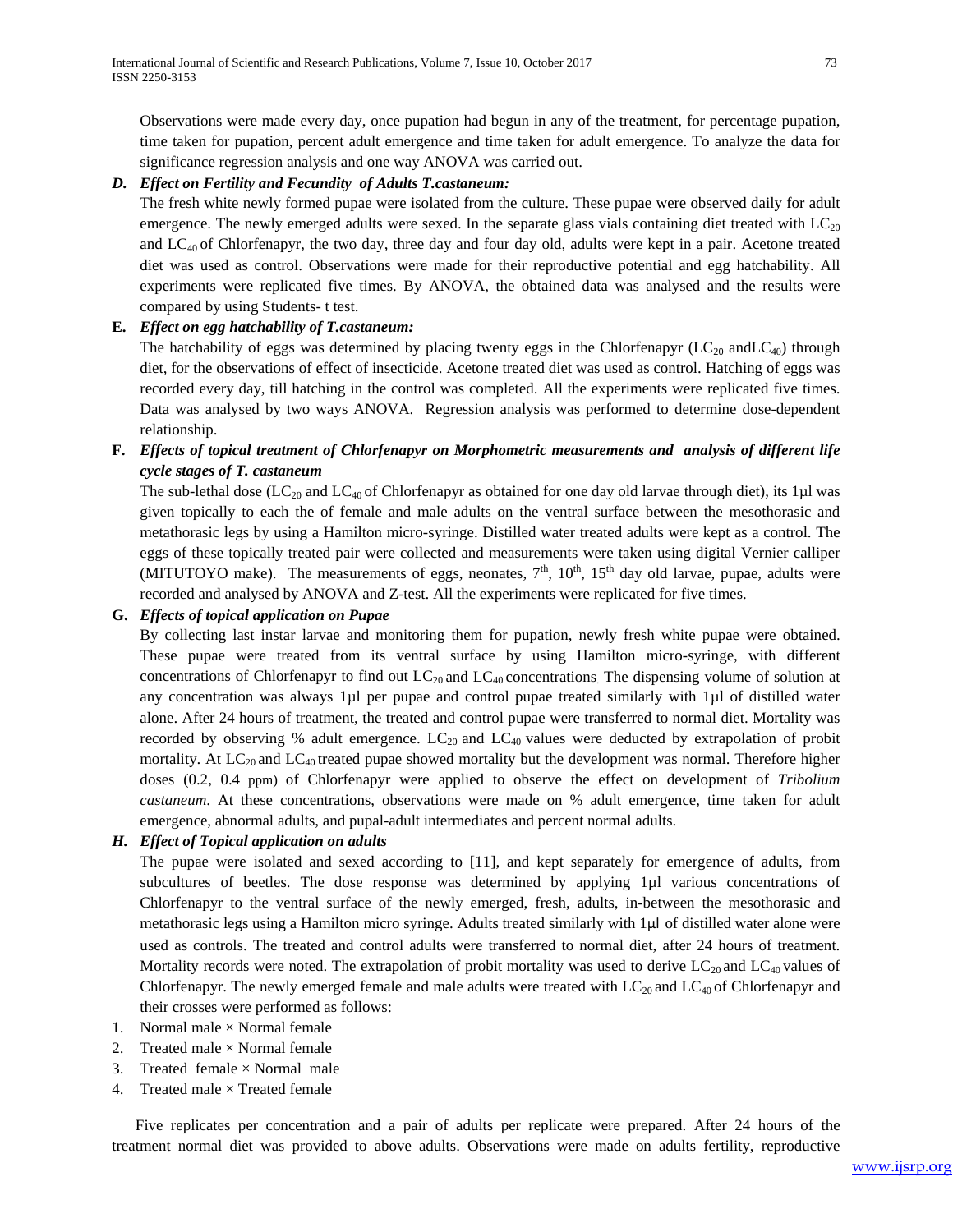Observations were made every day, once pupation had begun in any of the treatment, for percentage pupation, time taken for pupation, percent adult emergence and time taken for adult emergence. To analyze the data for significance regression analysis and one way ANOVA was carried out.

### *D. Effect on Fertility and Fecundity of Adults T.castaneum:*

The fresh white newly formed pupae were isolated from the culture. These pupae were observed daily for adult emergence. The newly emerged adults were sexed. In the separate glass vials containing diet treated with $LC_{20}$ and $LC_{40}$ of Chlorfenapyr, the two day, three day and four day old, adults were kept in a pair. Acetone treated diet was used as control. Observations were made for their reproductive potential and egg hatchability. All experiments were replicated five times. By ANOVA, the obtained data was analysed and the results were compared by using Students- t test.

### **E.** *Effect on egg hatchability of T.castaneum:*

The hatchability of eggs was determined by placing twenty eggs in the Chlorfenapyr ($LC_{20}$ and$LC_{40}$) through diet, for the observations of effect of insecticide. Acetone treated diet was used as control. Hatching of eggs was recorded every day, till hatching in the control was completed. All the experiments were replicated five times. Data was analysed by two ways ANOVA. Regression analysis was performed to determine dose-dependent relationship.

### **F.** *Effects of topical treatment of Chlorfenapyr on Morphometric measurements and analysis of different life cycle stages of T. castaneum*

The sub-lethal dose ($LC_{20}$ and $LC_{40}$ of Chlorfenapyr as obtained for one day old larvae through diet), its 1µl was given topically to each the of female and male adults on the ventral surface between the mesothorasic and metathorasic legs by using a Hamilton micro-syringe. Distilled water treated adults were kept as a control. The eggs of these topically treated pair were collected and measurements were taken using digital Vernier calliper (MITUTOYO make). The measurements of eggs, neonates, $7^{th}$, $10^{th}$, $15^{th}$ day old larvae, pupae, adults were recorded and analysed by ANOVA and Z-test. All the experiments were replicated for five times.

### **G.** *Effects of topical application on Pupae*

By collecting last instar larvae and monitoring them for pupation, newly fresh white pupae were obtained. These pupae were treated from its ventral surface by using Hamilton micro-syringe, with different concentrations of Chlorfenapyr to find out $LC_{20}$ and $LC_{40}$ concentrations. The dispensing volume of solution at any concentration was always 1µl per pupae and control pupae treated similarly with 1µl of distilled water alone. After 24 hours of treatment, the treated and control pupae were transferred to normal diet. Mortality was recorded by observing % adult emergence. $LC_{20}$ and $LC_{40}$ values were deducted by extrapolation of probit mortality. At $LC_{20}$ and $LC_{40}$ treated pupae showed mortality but the development was normal. Therefore higher doses (0.2, 0.4 ppm) of Chlorfenapyr were applied to observe the effect on development of *Tribolium castaneum*. At these concentrations, observations were made on % adult emergence, time taken for adult emergence, abnormal adults, and pupal-adult intermediates and percent normal adults.

### *H. Effect of Topical application on adults*

The pupae were isolated and sexed according to [11], and kept separately for emergence of adults, from subcultures of beetles. The dose response was determined by applying 1µl various concentrations of Chlorfenapyr to the ventral surface of the newly emerged, fresh, adults, in-between the mesothorasic and metathorasic legs using a Hamilton micro syringe. Adults treated similarly with 1µl of distilled water alone were used as controls. The treated and control adults were transferred to normal diet, after 24 hours of treatment. Mortality records were noted. The extrapolation of probit mortality was used to derive $LC_{20}$ and $LC_{40}$ values of Chlorfenapyr. The newly emerged female and male adults were treated with $LC_{20}$ and $LC_{40}$ of Chlorfenapyr and their crosses were performed as follows:

1. Normal male × Normal female
2. Treated male × Normal female
3. Treated female × Normal male
4. Treated male × Treated female

Five replicates per concentration and a pair of adults per replicate were prepared. After 24 hours of the treatment normal diet was provided to above adults. Observations were made on adults fertility, reproductive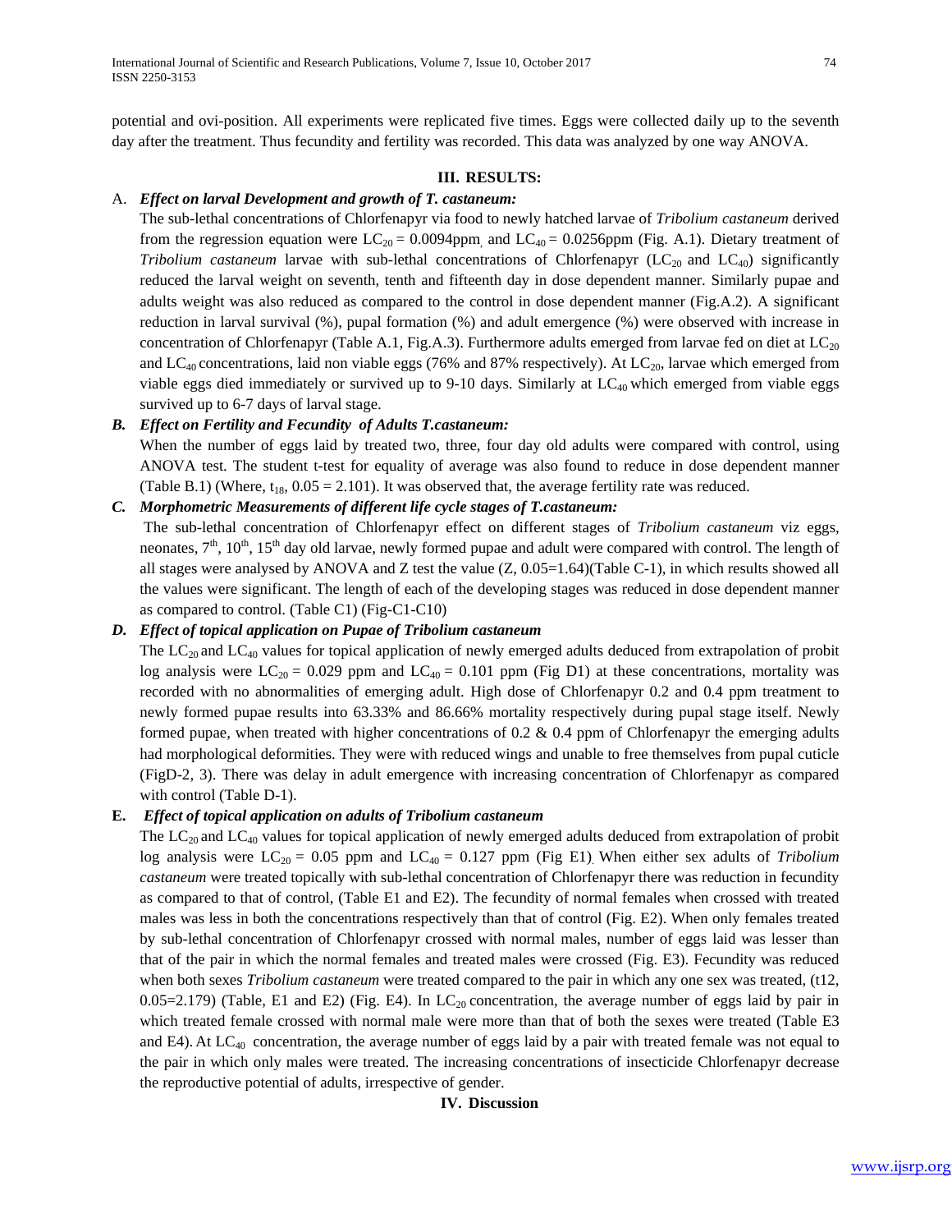potential and ovi-position. All experiments were replicated five times. Eggs were collected daily up to the seventh day after the treatment. Thus fecundity and fertility was recorded. This data was analyzed by one way ANOVA.

## III. RESULTS:

### A. *Effect on larval Development and growth of T. castaneum:*

The sub-lethal concentrations of Chlorfenapyr via food to newly hatched larvae of *Tribolium castaneum* derived from the regression equation were $LC_{20}$ = 0.0094ppm, and $LC_{40}$ = 0.0256ppm (Fig. A.1). Dietary treatment of *Tribolium castaneum* larvae with sub-lethal concentrations of Chlorfenapyr ($LC_{20}$ and $LC_{40}$) significantly reduced the larval weight on seventh, tenth and fifteenth day in dose dependent manner. Similarly pupae and adults weight was also reduced as compared to the control in dose dependent manner (Fig.A.2). A significant reduction in larval survival (%), pupal formation (%) and adult emergence (%) were observed with increase in concentration of Chlorfenapyr (Table A.1, Fig.A.3). Furthermore adults emerged from larvae fed on diet at $LC_{20}$ and $LC_{40}$ concentrations, laid non viable eggs (76% and 87% respectively). At $LC_{20}$, larvae which emerged from viable eggs died immediately or survived up to 9-10 days. Similarly at $LC_{40}$ which emerged from viable eggs survived up to 6-7 days of larval stage.

### *B. Effect on Fertility and Fecundity of Adults T.castaneum:*

When the number of eggs laid by treated two, three, four day old adults were compared with control, using ANOVA test. The student t-test for equality of average was also found to reduce in dose dependent manner (Table B.1) (Where, $t_{18}$, 0.05 = 2.101). It was observed that, the average fertility rate was reduced.

### *C. Morphometric Measurements of different life cycle stages of T.castaneum:*

The sub-lethal concentration of Chlorfenapyr effect on different stages of *Tribolium castaneum* viz eggs, neonates, $7^{th}$, $10^{th}$, $15^{th}$ day old larvae, newly formed pupae and adult were compared with control. The length of all stages were analysed by ANOVA and Z test the value (Z, 0.05=1.64)(Table C-1), in which results showed all the values were significant. The length of each of the developing stages was reduced in dose dependent manner as compared to control. (Table C1) (Fig-C1-C10)

### *D. Effect of topical application on Pupae of Tribolium castaneum*

The $LC_{20}$ and $LC_{40}$ values for topical application of newly emerged adults deduced from extrapolation of probit log analysis were $LC_{20}$ = 0.029 ppm and $LC_{40}$ = 0.101 ppm (Fig D1) at these concentrations, mortality was recorded with no abnormalities of emerging adult. High dose of Chlorfenapyr 0.2 and 0.4 ppm treatment to newly formed pupae results into 63.33% and 86.66% mortality respectively during pupal stage itself. Newly formed pupae, when treated with higher concentrations of 0.2 & 0.4 ppm of Chlorfenapyr the emerging adults had morphological deformities. They were with reduced wings and unable to free themselves from pupal cuticle (FigD-2, 3). There was delay in adult emergence with increasing concentration of Chlorfenapyr as compared with control (Table D-1).

### E. *Effect of topical application on adults of Tribolium castaneum*

The $LC_{20}$ and $LC_{40}$ values for topical application of newly emerged adults deduced from extrapolation of probit log analysis were $LC_{20}$ = 0.05 ppm and $LC_{40}$ = 0.127 ppm (Fig E1). When either sex adults of *Tribolium castaneum* were treated topically with sub-lethal concentration of Chlorfenapyr there was reduction in fecundity as compared to that of control, (Table E1 and E2). The fecundity of normal females when crossed with treated males was less in both the concentrations respectively than that of control (Fig. E2). When only females treated by sub-lethal concentration of Chlorfenapyr crossed with normal males, number of eggs laid was lesser than that of the pair in which the normal females and treated males were crossed (Fig. E3). Fecundity was reduced when both sexes *Tribolium castaneum* were treated compared to the pair in which any one sex was treated, (t12, 0.05=2.179) (Table, E1 and E2) (Fig. E4). In $LC_{20}$ concentration, the average number of eggs laid by pair in which treated female crossed with normal male were more than that of both the sexes were treated (Table E3 and E4). At $LC_{40}$ concentration, the average number of eggs laid by a pair with treated female was not equal to the pair in which only males were treated. The increasing concentrations of insecticide Chlorfenapyr decrease the reproductive potential of adults, irrespective of gender.

## IV. Discussion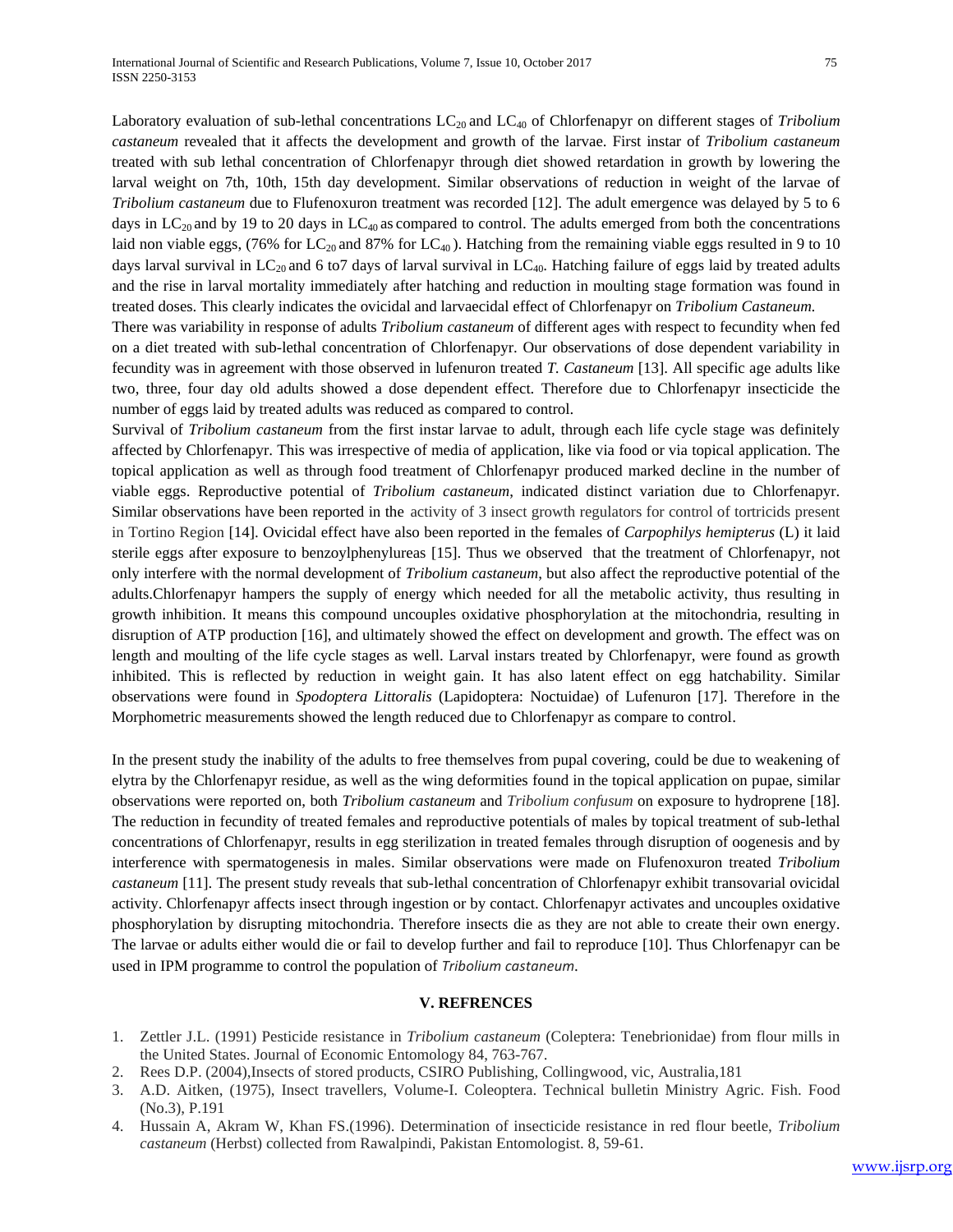Laboratory evaluation of sub-lethal concentrations $LC_{20}$ and $LC_{40}$ of Chlorfenapyr on different stages of *Tribolium castaneum* revealed that it affects the development and growth of the larvae. First instar of *Tribolium castaneum* treated with sub lethal concentration of Chlorfenapyr through diet showed retardation in growth by lowering the larval weight on 7th, 10th, 15th day development. Similar observations of reduction in weight of the larvae of *Tribolium castaneum* due to Flufenoxuron treatment was recorded [12]. The adult emergence was delayed by 5 to 6 days in $LC_{20}$ and by 19 to 20 days in $LC_{40}$ as compared to control. The adults emerged from both the concentrations laid non viable eggs, (76% for $LC_{20}$ and 87% for $LC_{40}$ ). Hatching from the remaining viable eggs resulted in 9 to 10 days larval survival in $LC_{20}$ and 6 to7 days of larval survival in $LC_{40}$. Hatching failure of eggs laid by treated adults and the rise in larval mortality immediately after hatching and reduction in moulting stage formation was found in treated doses. This clearly indicates the ovicidal and larvaecidal effect of Chlorfenapyr on *Tribolium Castaneum.*

There was variability in response of adults *Tribolium castaneum* of different ages with respect to fecundity when fed on a diet treated with sub-lethal concentration of Chlorfenapyr. Our observations of dose dependent variability in fecundity was in agreement with those observed in lufenuron treated *T. Castaneum* [13]. All specific age adults like two, three, four day old adults showed a dose dependent effect. Therefore due to Chlorfenapyr insecticide the number of eggs laid by treated adults was reduced as compared to control.

Survival of *Tribolium castaneum* from the first instar larvae to adult, through each life cycle stage was definitely affected by Chlorfenapyr. This was irrespective of media of application, like via food or via topical application. The topical application as well as through food treatment of Chlorfenapyr produced marked decline in the number of viable eggs. Reproductive potential of *Tribolium castaneum*, indicated distinct variation due to Chlorfenapyr. Similar observations have been reported in the activity of 3 insect growth regulators for control of tortricids present in Tortino Region [14]. Ovicidal effect have also been reported in the females of *Carpophilys hemipterus* (L) it laid sterile eggs after exposure to benzoylphenylureas [15]. Thus we observed that the treatment of Chlorfenapyr, not only interfere with the normal development of *Tribolium castaneum*, but also affect the reproductive potential of the adults.Chlorfenapyr hampers the supply of energy which needed for all the metabolic activity, thus resulting in growth inhibition. It means this compound uncouples oxidative phosphorylation at the mitochondria, resulting in disruption of ATP production [16], and ultimately showed the effect on development and growth. The effect was on length and moulting of the life cycle stages as well. Larval instars treated by Chlorfenapyr, were found as growth inhibited. This is reflected by reduction in weight gain. It has also latent effect on egg hatchability. Similar observations were found in *Spodoptera Littoralis* (Lapidoptera: Noctuidae) of Lufenuron [17]. Therefore in the Morphometric measurements showed the length reduced due to Chlorfenapyr as compare to control.

In the present study the inability of the adults to free themselves from pupal covering, could be due to weakening of elytra by the Chlorfenapyr residue, as well as the wing deformities found in the topical application on pupae, similar observations were reported on, both *Tribolium castaneum* and *Tribolium confusum* on exposure to hydroprene [18]. The reduction in fecundity of treated females and reproductive potentials of males by topical treatment of sub-lethal concentrations of Chlorfenapyr, results in egg sterilization in treated females through disruption of oogenesis and by interference with spermatogenesis in males. Similar observations were made on Flufenoxuron treated *Tribolium castaneum* [11]. The present study reveals that sub-lethal concentration of Chlorfenapyr exhibit transovarial ovicidal activity. Chlorfenapyr affects insect through ingestion or by contact. Chlorfenapyr activates and uncouples oxidative phosphorylation by disrupting mitochondria. Therefore insects die as they are not able to create their own energy. The larvae or adults either would die or fail to develop further and fail to reproduce [10]. Thus Chlorfenapyr can be used in IPM programme to control the population of *Tribolium castaneum*.

## V. REFRENCES

1. Zettler J.L. (1991) Pesticide resistance in *Tribolium castaneum* (Coleptera: Tenebrionidae) from flour mills in the United States. Journal of Economic Entomology 84, 763-767.
2. Rees D.P. (2004),Insects of stored products, CSIRO Publishing, Collingwood, vic, Australia,181
3. A.D. Aitken, (1975), Insect travellers, Volume-I. Coleoptera. Technical bulletin Ministry Agric. Fish. Food (No.3), P.191
4. Hussain A, Akram W, Khan FS.(1996). Determination of insecticide resistance in red flour beetle, *Tribolium castaneum* (Herbst) collected from Rawalpindi, Pakistan Entomologist. 8, 59-61.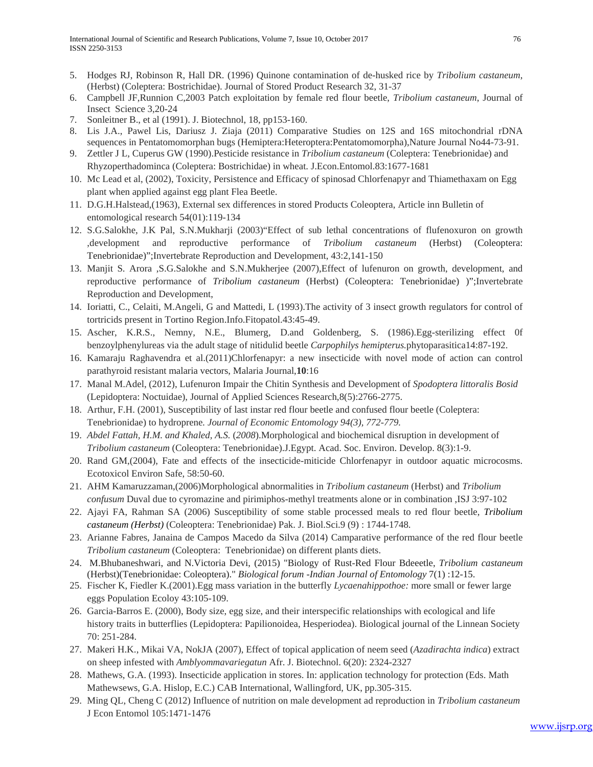5. Hodges RJ, Robinson R, Hall DR. (1996) Quinone contamination of de-husked rice by *Tribolium castaneum*, (Herbst) (Coleptera: Bostrichidae). Journal of Stored Product Research 32, 31-37
6. Campbell JF,Runnion C,2003 Patch exploitation by female red flour beetle, *Tribolium castaneum*, Journal of Insect Science 3,20-24
7. Sonleitner B., et al (1991). J. Biotechnol, 18, pp153-160.
8. Lis J.A., Pawel Lis, Dariusz J. Ziaja (2011) Comparative Studies on 12S and 16S mitochondrial rDNA sequences in Pentatomomorphan bugs (Hemiptera:Heteroptera:Pentatomomorpha),Nature Journal No44-73-91.
9. Zettler J L, Cuperus GW (1990).Pesticide resistance in *Tribolium castaneum* (Coleptera: Tenebrionidae) and Rhyzoperthadominca (Coleptera: Bostrichidae) in wheat. J.Econ.Entomol.83:1677-1681
10. Mc Lead et al, (2002), Toxicity, Persistence and Efficacy of spinosad Chlorfenapyr and Thiamethaxam on Egg plant when applied against egg plant Flea Beetle.
11. D.G.H.Halstead,(1963), External sex differences in stored Products Coleoptera, Article inn Bulletin of entomological research 54(01):119-134
12. S.G.Salokhe, J.K Pal, S.N.Mukharji (2003)"Effect of sub lethal concentrations of flufenoxuron on growth ,development and reproductive performance of *Tribolium castaneum* (Herbst) (Coleoptera: Tenebrionidae)";Invertebrate Reproduction and Development, 43:2,141-150
13. Manjit S. Arora ,S.G.Salokhe and S.N.Mukherjee (2007),Effect of lufenuron on growth, development, and reproductive performance of *Tribolium castaneum* (Herbst) (Coleoptera: Tenebrionidae) )";Invertebrate Reproduction and Development,
14. Ioriatti, C., Celaiti, M.Angeli, G and Mattedi, L (1993).The activity of 3 insect growth regulators for control of tortricids present in Tortino Region.Info.Fitopatol.43:45-49.
15. Ascher, K.R.S., Nemny, N.E., Blumerg, D.and Goldenberg, S. (1986).Egg-sterilizing effect 0f benzoylphenylureas via the adult stage of nitidulid beetle *Carpophilys hemipterus.*phytoparasitica14:87-192.
16. Kamaraju Raghavendra et al.(2011)Chlorfenapyr: a new insecticide with novel mode of action can control parathyroid resistant malaria vectors, Malaria Journal,**10**:16
17. Manal M.Adel, (2012), Lufenuron Impair the Chitin Synthesis and Development of *Spodoptera littoralis Bosid* (Lepidoptera: Noctuidae), Journal of Applied Sciences Research,8(5):2766-2775.
18. Arthur, F.H. (2001), Susceptibility of last instar red flour beetle and confused flour beetle (Coleptera: Tenebrionidae) to hydroprene*. Journal of Economic Entomology 94(3), 772-779.*
19. *Abdel Fattah, H.M. and Khaled, A.S.* (*2008*).Morphological and biochemical disruption in development of *Tribolium castaneum* (Coleoptera: Tenebrionidae).J.Egypt. Acad. Soc. Environ. Develop. 8(3):1-9.
20. Rand GM,(2004), Fate and effects of the insecticide-miticide Chlorfenapyr in outdoor aquatic microcosms. Ecotoxicol Environ Safe, 58:50-60.
21. AHM Kamaruzzaman,(2006)Morphological abnormalities in *Tribolium castaneum* (Herbst) and *Tribolium confusum* Duval due to cyromazine and pirimiphos-methyl treatments alone or in combination ,ISJ 3:97-102
22. Ajayi FA, Rahman SA (2006) Susceptibility of some stable processed meals to red flour beetle, ***Tribolium castaneum (Herbst)*** (Coleoptera: Tenebrionidae) Pak. J. Biol.Sci.9 (9) : 1744-1748.
23. Arianne Fabres, Janaina de Campos Macedo da Silva (2014) Camparative performance of the red flour beetle *Tribolium castaneum* (Coleoptera: Tenebrionidae) on different plants diets.
24. M.Bhubaneshwari, and N.Victoria Devi, (2015) "Biology of Rust-Red Flour Bdeeetle, *Tribolium castaneum* (Herbst)(Tenebrionidae: Coleoptera)." *Biological forum -Indian Journal of Entomology* 7(1) :12-15.
25. Fischer K, Fiedler K.(2001).Egg mass variation in the butterfly *Lycaenahippothoe:* more small or fewer large eggs Population Ecoloy 43:105-109.
26. Garcia-Barros E. (2000), Body size, egg size, and their interspecific relationships with ecological and life history traits in butterflies (Lepidoptera: Papilionoidea, Hesperiodea). Biological journal of the Linnean Society 70: 251-284.
27. Makeri H.K., Mikai VA, NokJA (2007), Effect of topical application of neem seed (*Azadirachta indica*) extract on sheep infested with *Amblyommavariegatun* Afr. J. Biotechnol. 6(20): 2324-2327
28. Mathews, G.A. (1993). Insecticide application in stores. In: application technology for protection (Eds. Math Mathewsews, G.A. Hislop, E.C.) CAB International, Wallingford, UK, pp.305-315.
29. Ming QL, Cheng C (2012) Influence of nutrition on male development ad reproduction in *Tribolium castaneum* J Econ Entomol 105:1471-1476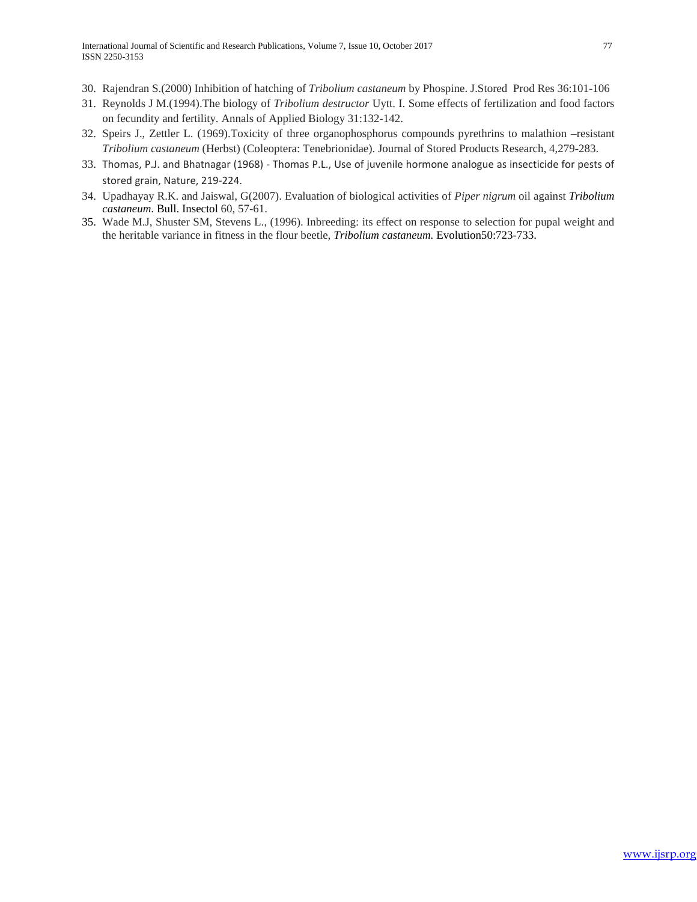30. Rajendran S.(2000) Inhibition of hatching of *Tribolium castaneum* by Phospine. J.Stored Prod Res 36:101-106
31. Reynolds J M.(1994).The biology of *Tribolium destructor* Uytt. I. Some effects of fertilization and food factors on fecundity and fertility. Annals of Applied Biology 31:132-142.
32. Speirs J., Zettler L. (1969).Toxicity of three organophosphorus compounds pyrethrins to malathion –resistant *Tribolium castaneum* (Herbst) (Coleoptera: Tenebrionidae). Journal of Stored Products Research, 4,279-283.
33. Thomas, P.J. and Bhatnagar (1968) - Thomas P.L., Use of juvenile hormone analogue as insecticide for pests of stored grain, Nature, 219-224.
34. Upadhayay R.K. and Jaiswal, G(2007). Evaluation of biological activities of *Piper nigrum* oil against ***Tribolium castaneum***. Bull. Insectol 60, 57-61.
35. Wade M.J, Shuster SM, Stevens L., (1996). Inbreeding: its effect on response to selection for pupal weight and the heritable variance in fitness in the flour beetle, ***Tribolium castaneum.*** Evolution50:723-733.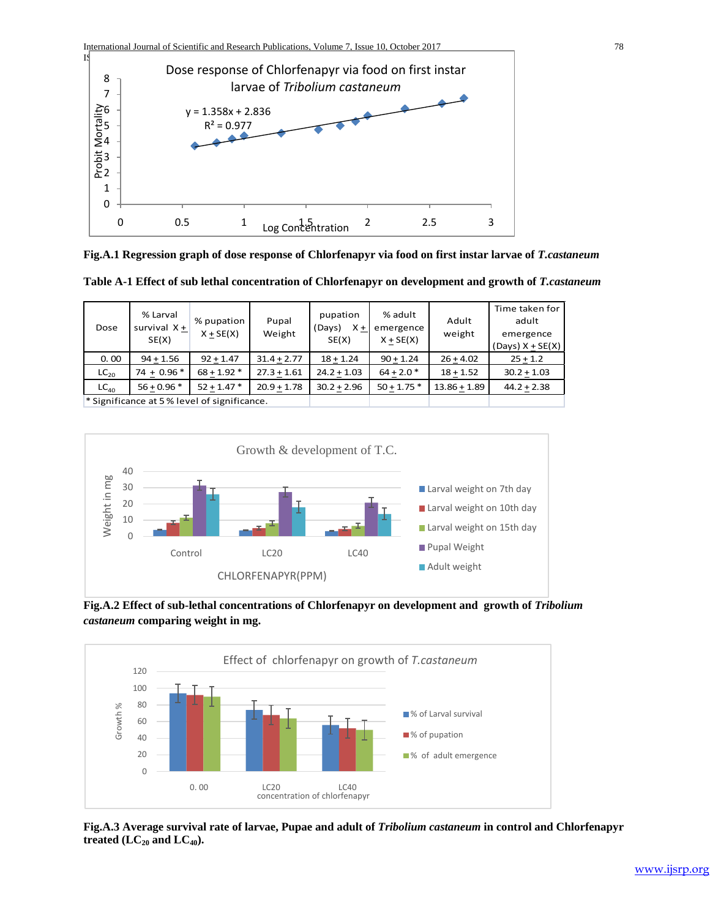**Fig.A.1 Regression graph of dose response of Chlorfenapyr via food on first instar larvae of *T.castaneum***

**Table A-1 Effect of sub lethal concentration of Chlorfenapyr on development and growth of *T.castaneum***

| Dose | % Larval survival X + SE(X) | % pupation X + SE(X) | Pupal Weight | pupation (Days) X + SE(X) | % adult emergence X + SE(X) | Adult weight | Time taken for adult emergence (Days) X + SE(X) |
|---|---|---|---|---|---|---|---|
| 0. 00 | 94 + 1.56 | 92 + 1.47 | 31.4 + 2.77 | 18 + 1.24 | 90 + 1.24 | 26 + 4.02 | 25 + 1.2 |
| $LC_{20}$ | 74 + 0.96 * | 68 + 1.92 * | 27.3 + 1.61 | 24.2 + 1.03 | 64 + 2.0 * | 18 + 1.52 | 30.2 + 1.03 |
| $LC_{40}$ | 56 + 0.96 * | 52 + 1.47 * | 20.9 + 1.78 | 30.2 + 2.96 | 50 + 1.75 * | 13.86 + 1.89 | 44.2 + 2.38 |

\* Significance at 5 % level of significance.

**Fig.A.2 Effect of sub-lethal concentrations of Chlorfenapyr on development and growth of *Tribolium castaneum* comparing weight in mg.**

**Fig.A.3 Average survival rate of larvae, Pupae and adult of *Tribolium castaneum* in control and Chlorfenapyr treated ($LC_{20}$ and $LC_{40}$).**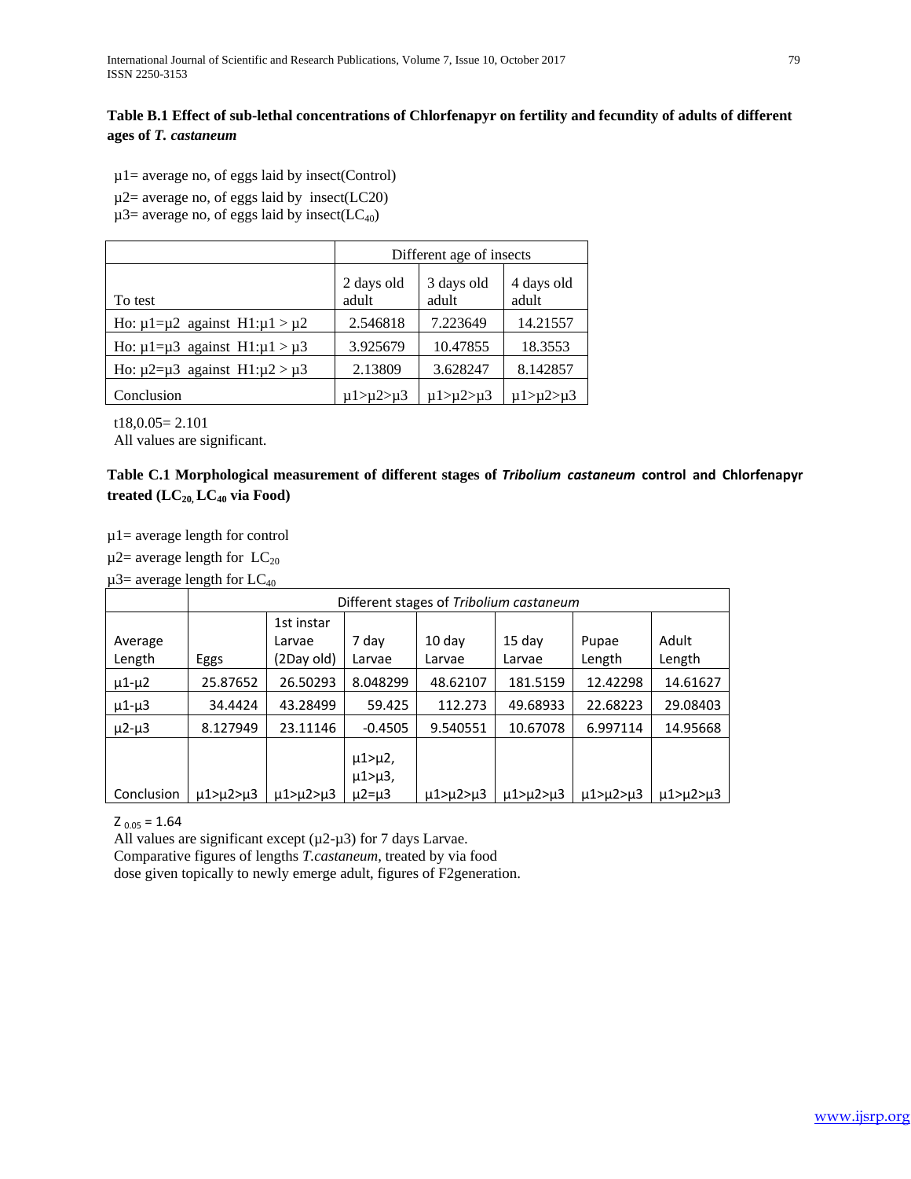**Table B.1 Effect of sub-lethal concentrations of Chlorfenapyr on fertility and fecundity of adults of different ages of *T. castaneum***

$\mu1$= average no, of eggs laid by insect(Control)

$\mu2$= average no, of eggs laid by insect(LC20)

$\mu3$= average no, of eggs laid by insect($LC_{40}$)

| | Different age of insects | | |
|---|---|---|---|
| To test | 2 days old adult | 3 days old adult | 4 days old adult |
| Ho: $\mu1=\mu2$ against H1:$\mu1 > \mu2$ | 2.546818 | 7.223649 | 14.21557 |
| Ho: $\mu1=\mu3$ against H1:$\mu1 > \mu3$ | 3.925679 | 10.47855 | 18.3553 |
| Ho: $\mu2=\mu3$ against H1:$\mu2 > \mu3$ | 2.13809 | 3.628247 | 8.142857 |
| Conclusion | $\mu1>\mu2>\mu3$ | $\mu1>\mu2>\mu3$ | $\mu1>\mu2>\mu3$ |

$t_{18,0.05}$= 2.101

All values are significant.

**Table C.1 Morphological measurement of different stages of *Tribolium castaneum* control and Chlorfenapyr treated ($LC_{20,}$ $LC_{40}$ via Food)**

$\mu1$= average length for control

$\mu2$= average length for $LC_{20}$

$\mu3$= average length for $LC_{40}$

| | Different stages of *Tribolium castaneum* | | | | | | |
|---|---|---|---|---|---|---|---|
| Average Length | Eggs | 1st instar Larvae (2Day old) | 7 day Larvae | 10 day Larvae | 15 day Larvae | Pupae Length | Adult Length |
| $\mu1$-$\mu2$ | 25.87652 | 26.50293 | 8.048299 | 48.62107 | 181.5159 | 12.42298 | 14.61627 |
| $\mu1$-$\mu3$ | 34.4424 | 43.28499 | 59.425 | 112.273 | 49.68933 | 22.68223 | 29.08403 |
| $\mu2$-$\mu3$ | 8.127949 | 23.11146 | -0.4505 | 9.540551 | 10.67078 | 6.997114 | 14.95668 |
| Conclusion | $\mu1>\mu2>\mu3$ | $\mu1>\mu2>\mu3$ | $\mu1>\mu2$, $\mu1>\mu3$, $\mu2=\mu3$ | $\mu1>\mu2>\mu3$ | $\mu1>\mu2>\mu3$ | $\mu1>\mu2>\mu3$ | $\mu1>\mu2>\mu3$ |

$Z_{0.05}$ = 1.64

All values are significant except ($\mu2$-$\mu3$) for 7 days Larvae.

Comparative figures of lengths *T.castaneum*, treated by via food

dose given topically to newly emerge adult, figures of F2generation.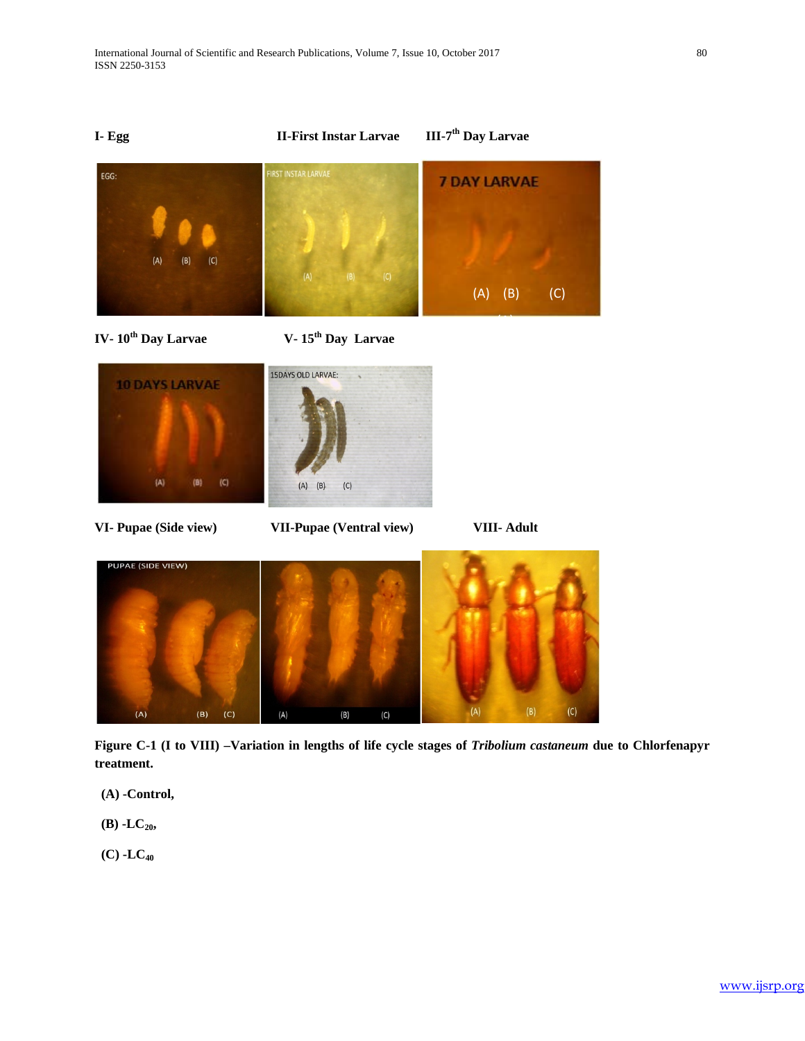I- Egg

II-First Instar Larvae

III-7th Day Larvae

IV- 10th Day Larvae

V- 15th Day Larvae

VI- Pupae (Side view)

VII-Pupae (Ventral view)

VIII- Adult

**Figure C-1 (I to VIII) –Variation in lengths of life cycle stages of *Tribolium castaneum* due to Chlorfenapyr treatment.**

**(A) -Control,**

**(B) -$LC_{20}$,**

**(C) -$LC_{40}$**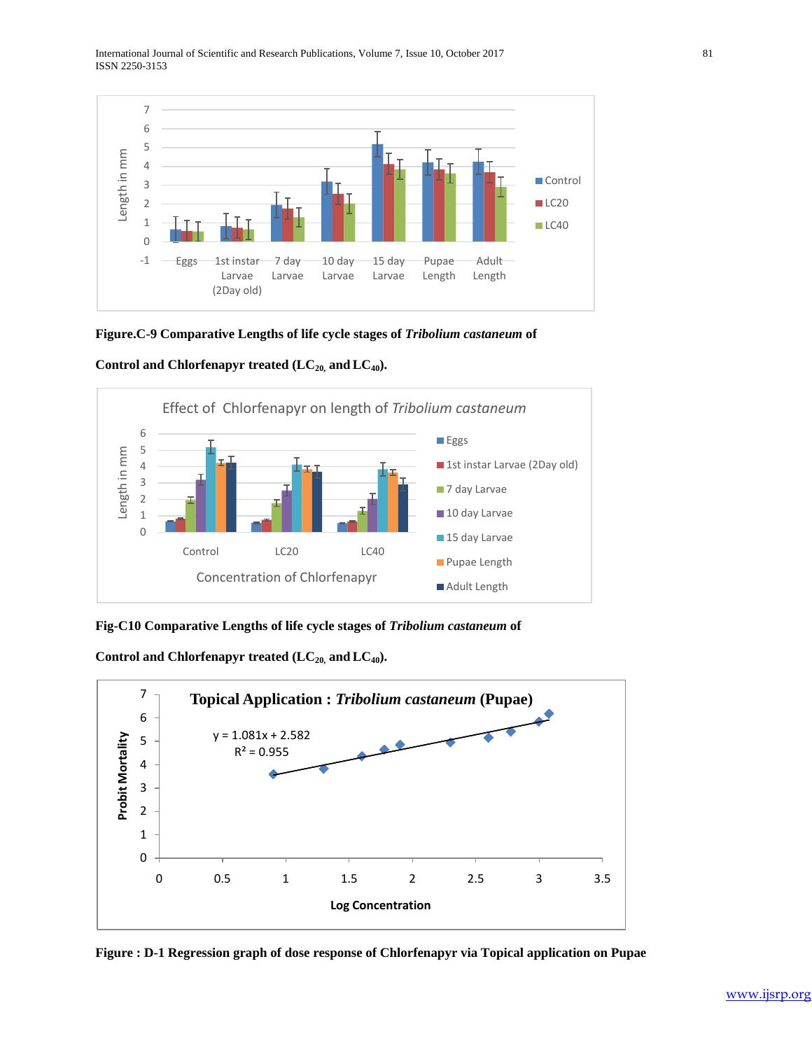**Figure.C-9 Comparative Lengths of life cycle stages of *Tribolium castaneum* of**

**Control and Chlorfenapyr treated ($LC_{20}$, and $LC_{40}$).**

**Fig-C10 Comparative Lengths of life cycle stages of *Tribolium castaneum* of**

**Control and Chlorfenapyr treated ($LC_{20}$, and $LC_{40}$).**

**Figure : D-1 Regression graph of dose response of Chlorfenapyr via Topical application on Pupae**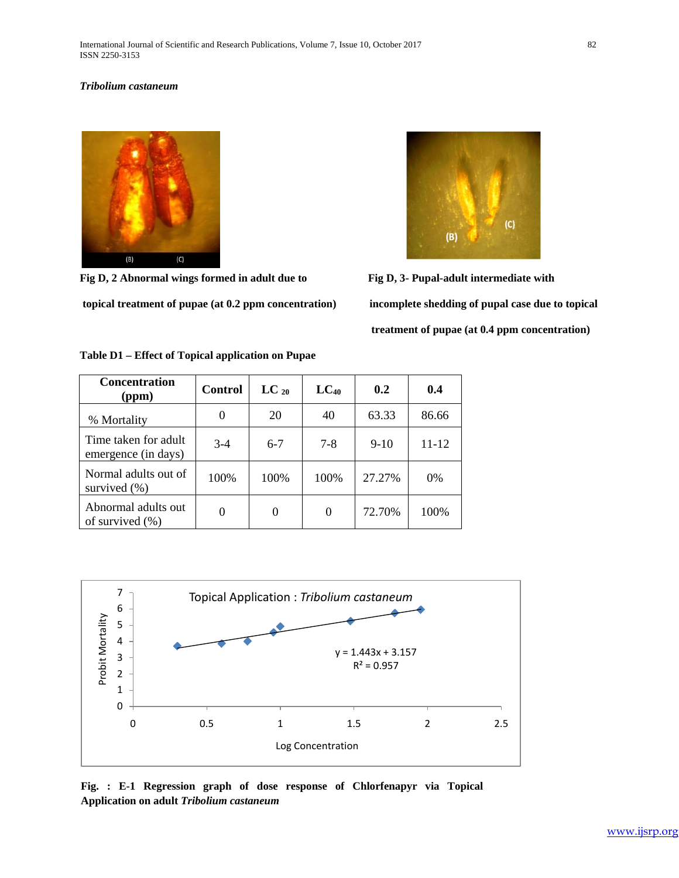***Tribolium castaneum***

**Fig D, 2 Abnormal wings formed in adult due to topical treatment of pupae (at 0.2 ppm concentration)**

**Fig D, 3- Pupal-adult intermediate with incomplete shedding of pupal case due to topical treatment of pupae (at 0.4 ppm concentration)**

**Table D1 – Effect of Topical application on Pupae**

| Concentration (ppm) | Control | $LC_{20}$ | $LC_{40}$ | 0.2 | 0.4 |
|---|---|---|---|---|---|
| % Mortality | 0 | 20 | 40 | 63.33 | 86.66 |
| Time taken for adult emergence (in days) | 3-4 | 6-7 | 7-8 | 9-10 | 11-12 |
| Normal adults out of survived (%) | 100% | 100% | 100% | 27.27% | 0% |
| Abnormal adults out of survived (%) | 0 | 0 | 0 | 72.70% | 100% |

Topical Application : *Tribolium castaneum*

$y = 1.443x + 3.157$

$R^2 = 0.957$

**Fig. : E-1 Regression graph of dose response of Chlorfenapyr via Topical Application on adult *Tribolium castaneum***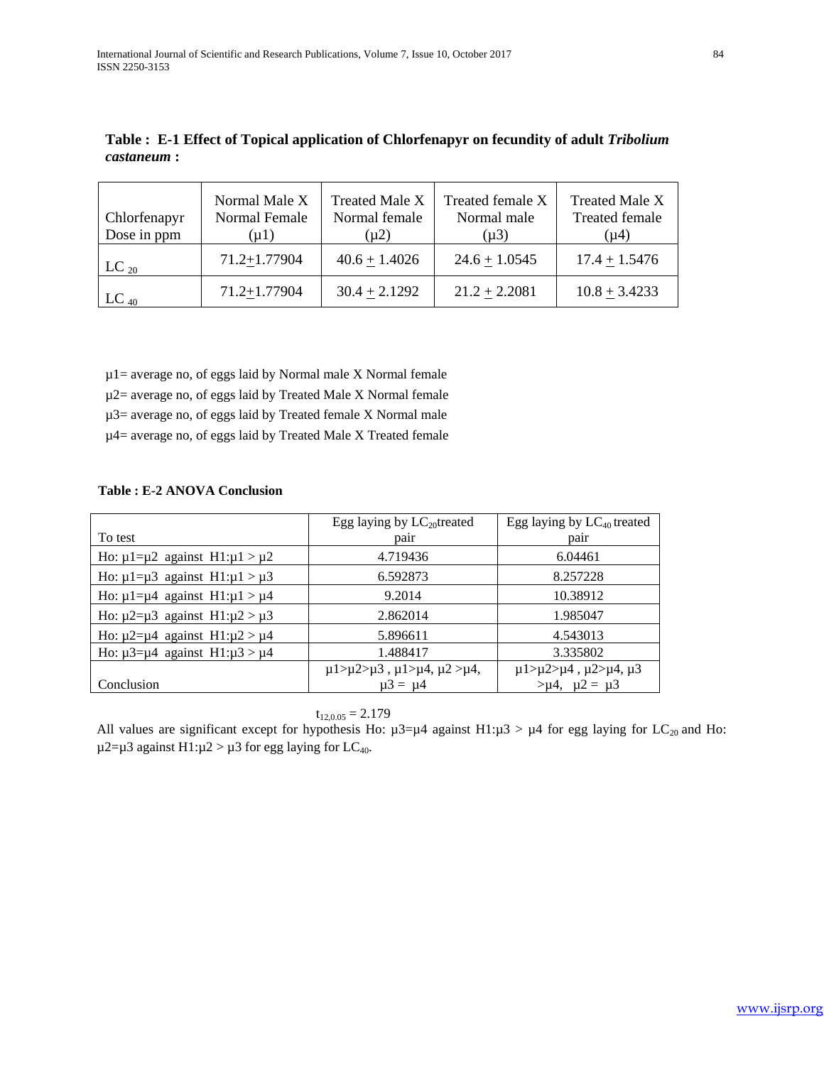**Table : E-1 Effect of Topical application of Chlorfenapyr on fecundity of adult *Tribolium castaneum* :**

| Chlorfenapyr Dose in ppm | Normal Male X Normal Female ($\mu 1$) | Treated Male X Normal female ($\mu 2$) | Treated female X Normal male ($\mu 3$) | Treated Male X Treated female ($\mu 4$) |
|---|---|---|---|---|
| $LC_{20}$ | $71.2 \pm 1.77904$ | $40.6 \pm 1.4026$ | $24.6 \pm 1.0545$ | $17.4 \pm 1.5476$ |
| $LC_{40}$ | $71.2 \pm 1.77904$ | $30.4 \pm 2.1292$ | $21.2 \pm 2.2081$ | $10.8 \pm 3.4233$ |

$\mu 1$= average no, of eggs laid by Normal male X Normal female

$\mu 2$= average no, of eggs laid by Treated Male X Normal female

$\mu 3$= average no, of eggs laid by Treated female X Normal male

$\mu 4$= average no, of eggs laid by Treated Male X Treated female

**Table : E-2 ANOVA Conclusion**

| To test | Egg laying by $LC_{20}$ treated pair | Egg laying by $LC_{40}$ treated pair |
|---|---|---|
| Ho: $\mu 1=\mu 2$ against H1: $\mu 1 > \mu 2$ | 4.719436 | 6.04461 |
| Ho: $\mu 1=\mu 3$ against H1: $\mu 1 > \mu 3$ | 6.592873 | 8.257228 |
| Ho: $\mu 1=\mu 4$ against H1: $\mu 1 > \mu 4$ | 9.2014 | 10.38912 |
| Ho: $\mu 2=\mu 3$ against H1: $\mu 2 > \mu 3$ | 2.862014 | 1.985047 |
| Ho: $\mu 2=\mu 4$ against H1: $\mu 2 > \mu 4$ | 5.896611 | 4.543013 |
| Ho: $\mu 3=\mu 4$ against H1: $\mu 3 > \mu 4$ | 1.488417 | 3.335802 |
| Conclusion | $\mu 1>\mu 2>\mu 3$ , $\mu 1>\mu 4$, $\mu 2 >\mu 4$, $\mu 3 = \mu 4$ | $\mu 1>\mu 2>\mu 4$ , $\mu 2>\mu 4$, $\mu 3 >\mu 4$, $\mu 2 = \mu 3$ |

$t_{12,0.05} = 2.179$

All values are significant except for hypothesis Ho: $\mu 3=\mu 4$ against H1: $\mu 3 > \mu 4$ for egg laying for $LC_{20}$ and Ho: $\mu 2=\mu 3$ against H1: $\mu 2 > \mu 3$ for egg laying for $LC_{40}$.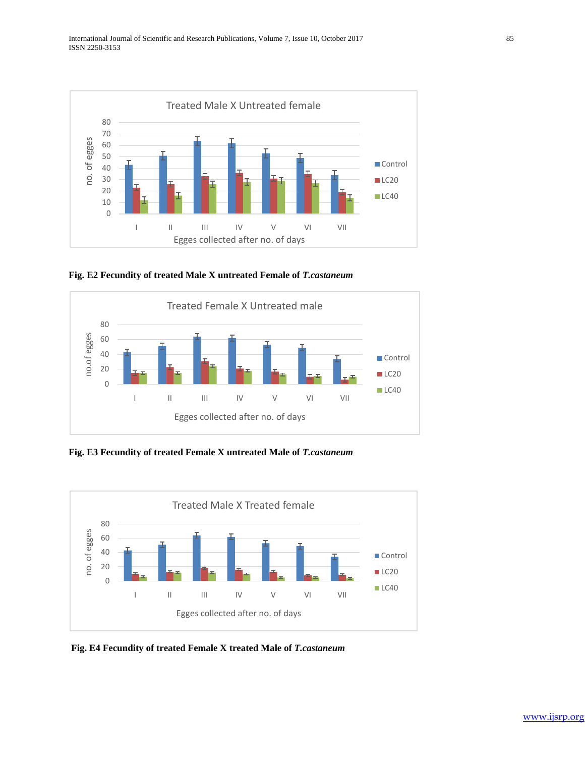Treated Male X Untreated female

80
70
60
50
40
30
20
10
0

no. of egges

I II III IV V VI VII

Egges collected after no. of days

Control
LC20
LC40

**Fig. E2 Fecundity of treated Male X untreated Female of *T.castaneum***

Treated Female X Untreated male

80
60
40
20
0

no.of egges

I II III IV V VI VII

Egges collected after no. of days

Control
LC20
LC40

**Fig. E3 Fecundity of treated Female X untreated Male of *T.castaneum***

Treated Male X Treated female

80
60
40
20
0

no. of egges

I II III IV V VI VII

Egges collected after no. of days

Control
LC20
LC40

**Fig. E4 Fecundity of treated Female X treated Male of *T.castaneum***